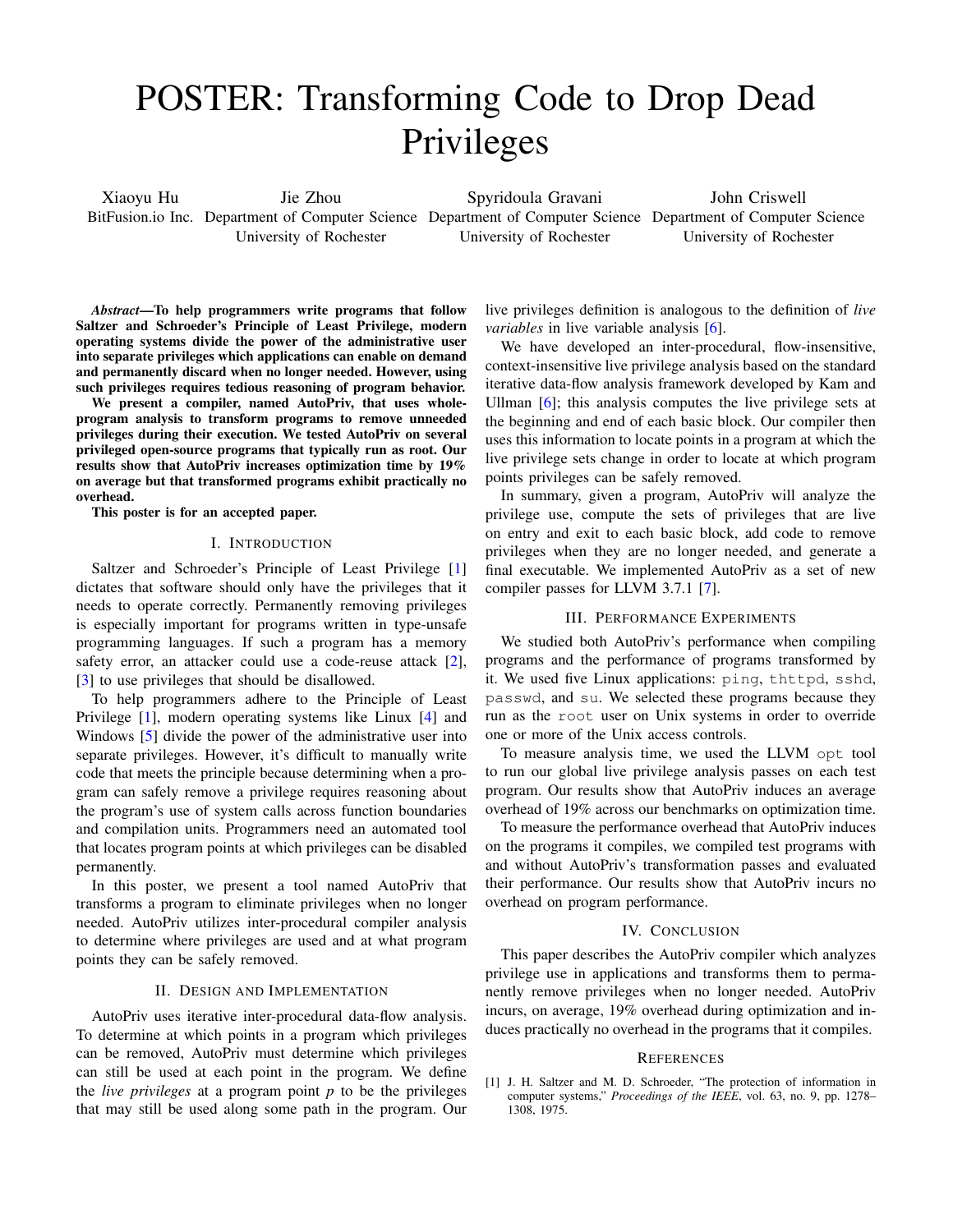# POSTER: Transforming Code to Drop Dead Privileges

Xiaoyu Hu
BitFusion.io Inc.

Jie Zhou
Department of Computer Science
University of Rochester

Spyridoula Gravani
Department of Computer Science
University of Rochester

John Criswell
Department of Computer Science
University of Rochester

***Abstract*—To help programmers write programs that follow Saltzer and Schroeder's Principle of Least Privilege, modern operating systems divide the power of the administrative user into separate privileges which applications can enable on demand and permanently discard when no longer needed. However, using such privileges requires tedious reasoning of program behavior.**

**We present a compiler, named AutoPriv, that uses whole-program analysis to transform programs to remove unneeded privileges during their execution. We tested AutoPriv on several privileged open-source programs that typically run as root. Our results show that AutoPriv increases optimization time by 19% on average but that transformed programs exhibit practically no overhead.**

**This poster is for an accepted paper.**

## I. Introduction

Saltzer and Schroeder's Principle of Least Privilege [1] dictates that software should only have the privileges that it needs to operate correctly. Permanently removing privileges is especially important for programs written in type-unsafe programming languages. If such a program has a memory safety error, an attacker could use a code-reuse attack [2], [3] to use privileges that should be disallowed.

To help programmers adhere to the Principle of Least Privilege [1], modern operating systems like Linux [4] and Windows [5] divide the power of the administrative user into separate privileges. However, it's difficult to manually write code that meets the principle because determining when a program can safely remove a privilege requires reasoning about the program's use of system calls across function boundaries and compilation units. Programmers need an automated tool that locates program points at which privileges can be disabled permanently.

In this poster, we present a tool named AutoPriv that transforms a program to eliminate privileges when no longer needed. AutoPriv utilizes inter-procedural compiler analysis to determine where privileges are used and at what program points they can be safely removed.

## II. Design and Implementation

AutoPriv uses iterative inter-procedural data-flow analysis. To determine at which points in a program which privileges can be removed, AutoPriv must determine which privileges can still be used at each point in the program. We define the *live privileges* at a program point *p* to be the privileges that may still be used along some path in the program. Our live privileges definition is analogous to the definition of *live variables* in live variable analysis [6].

We have developed an inter-procedural, flow-insensitive, context-insensitive live privilege analysis based on the standard iterative data-flow analysis framework developed by Kam and Ullman [6]; this analysis computes the live privilege sets at the beginning and end of each basic block. Our compiler then uses this information to locate points in a program at which the live privilege sets change in order to locate at which program points privileges can be safely removed.

In summary, given a program, AutoPriv will analyze the privilege use, compute the sets of privileges that are live on entry and exit to each basic block, add code to remove privileges when they are no longer needed, and generate a final executable. We implemented AutoPriv as a set of new compiler passes for LLVM 3.7.1 [7].

## III. Performance Experiments

We studied both AutoPriv's performance when compiling programs and the performance of programs transformed by it. We used five Linux applications: `ping`, `thttpd`, `sshd`, `passwd`, and `su`. We selected these programs because they run as the `root` user on Unix systems in order to override one or more of the Unix access controls.

To measure analysis time, we used the LLVM `opt` tool to run our global live privilege analysis passes on each test program. Our results show that AutoPriv induces an average overhead of 19% across our benchmarks on optimization time.

To measure the performance overhead that AutoPriv induces on the programs it compiles, we compiled test programs with and without AutoPriv's transformation passes and evaluated their performance. Our results show that AutoPriv incurs no overhead on program performance.

## IV. Conclusion

This paper describes the AutoPriv compiler which analyzes privilege use in applications and transforms them to permanently remove privileges when no longer needed. AutoPriv incurs, on average, 19% overhead during optimization and induces practically no overhead in the programs that it compiles.

## References

[1] J. H. Saltzer and M. D. Schroeder, "The protection of information in computer systems," *Proceedings of the IEEE*, vol. 63, no. 9, pp. 1278–1308, 1975.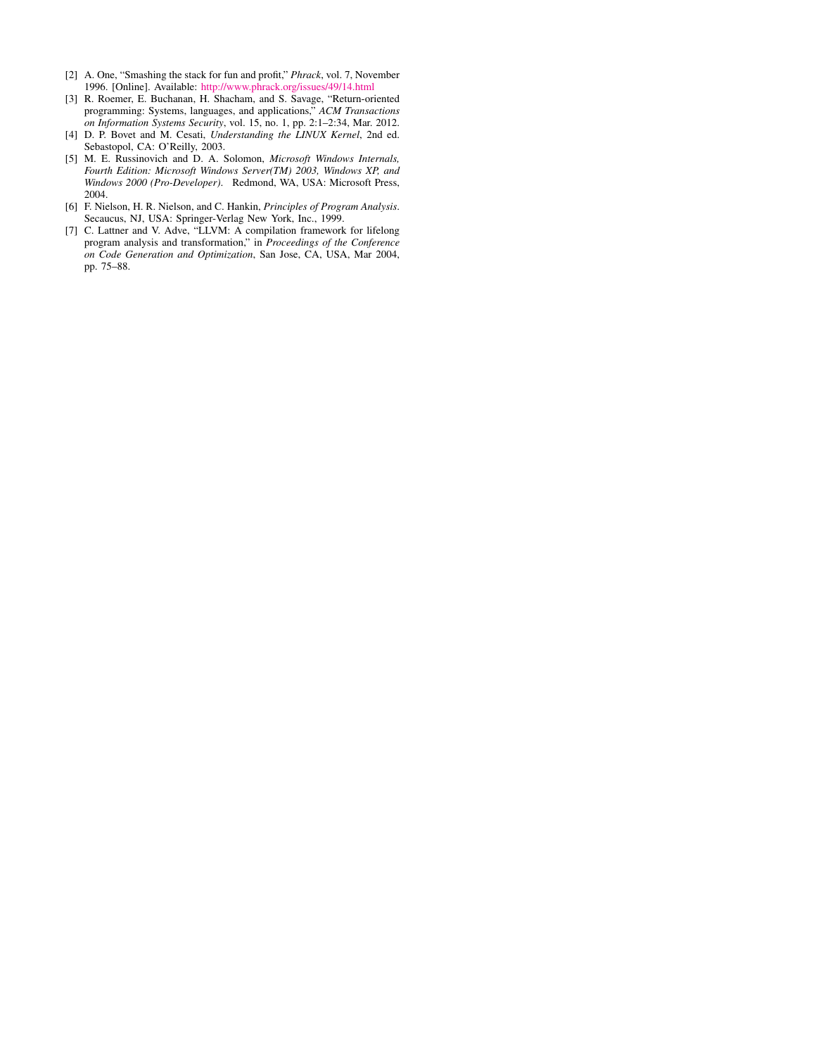[2] A. One, "Smashing the stack for fun and profit," *Phrack*, vol. 7, November 1996. [Online]. Available: http://www.phrack.org/issues/49/14.html

[3] R. Roemer, E. Buchanan, H. Shacham, and S. Savage, "Return-oriented programming: Systems, languages, and applications," *ACM Transactions on Information Systems Security*, vol. 15, no. 1, pp. 2:1–2:34, Mar. 2012.

[4] D. P. Bovet and M. Cesati, *Understanding the LINUX Kernel*, 2nd ed. Sebastopol, CA: O'Reilly, 2003.

[5] M. E. Russinovich and D. A. Solomon, *Microsoft Windows Internals, Fourth Edition: Microsoft Windows Server(TM) 2003, Windows XP, and Windows 2000 (Pro-Developer)*. Redmond, WA, USA: Microsoft Press, 2004.

[6] F. Nielson, H. R. Nielson, and C. Hankin, *Principles of Program Analysis*. Secaucus, NJ, USA: Springer-Verlag New York, Inc., 1999.

[7] C. Lattner and V. Adve, "LLVM: A compilation framework for lifelong program analysis and transformation," in *Proceedings of the Conference on Code Generation and Optimization*, San Jose, CA, USA, Mar 2004, pp. 75–88.